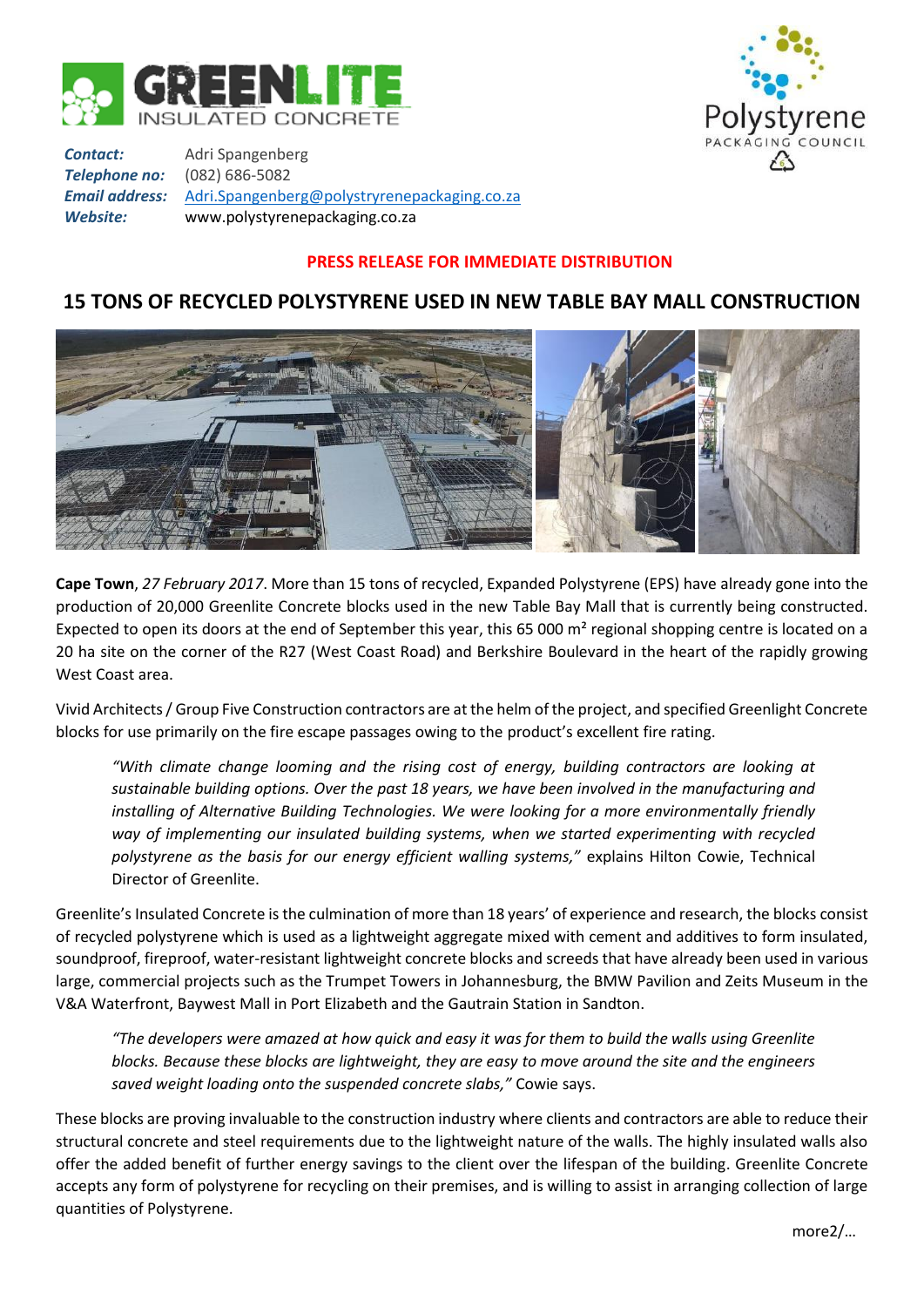***Contact:*** Adri Spangenberg
***Telephone no:*** (082) 686-5082
***Email address:*** [Adri.Spangenberg@polystryrenepackaging.co.za](mailto:Adri.Spangenberg@polystryrenepackaging.co.za)
***Website:*** www.polystyrenepackaging.co.za

**PRESS RELEASE FOR IMMEDIATE DISTRIBUTION**

# 15 TONS OF RECYCLED POLYSTYRENE USED IN NEW TABLE BAY MALL CONSTRUCTION

**Cape Town**, *27 February 2017*. More than 15 tons of recycled, Expanded Polystyrene (EPS) have already gone into the production of 20,000 Greenlite Concrete blocks used in the new Table Bay Mall that is currently being constructed. Expected to open its doors at the end of September this year, this 65 000 m² regional shopping centre is located on a 20 ha site on the corner of the R27 (West Coast Road) and Berkshire Boulevard in the heart of the rapidly growing West Coast area.

Vivid Architects / Group Five Construction contractors are at the helm of the project, and specified Greenlight Concrete blocks for use primarily on the fire escape passages owing to the product's excellent fire rating.

> *"With climate change looming and the rising cost of energy, building contractors are looking at sustainable building options. Over the past 18 years, we have been involved in the manufacturing and installing of Alternative Building Technologies. We were looking for a more environmentally friendly way of implementing our insulated building systems, when we started experimenting with recycled polystyrene as the basis for our energy efficient walling systems,"* explains Hilton Cowie, Technical Director of Greenlite.

Greenlite's Insulated Concrete is the culmination of more than 18 years' of experience and research, the blocks consist of recycled polystyrene which is used as a lightweight aggregate mixed with cement and additives to form insulated, soundproof, fireproof, water-resistant lightweight concrete blocks and screeds that have already been used in various large, commercial projects such as the Trumpet Towers in Johannesburg, the BMW Pavilion and Zeits Museum in the V&A Waterfront, Baywest Mall in Port Elizabeth and the Gautrain Station in Sandton.

> *"The developers were amazed at how quick and easy it was for them to build the walls using Greenlite blocks. Because these blocks are lightweight, they are easy to move around the site and the engineers saved weight loading onto the suspended concrete slabs,"* Cowie says.

These blocks are proving invaluable to the construction industry where clients and contractors are able to reduce their structural concrete and steel requirements due to the lightweight nature of the walls. The highly insulated walls also offer the added benefit of further energy savings to the client over the lifespan of the building. Greenlite Concrete accepts any form of polystyrene for recycling on their premises, and is willing to assist in arranging collection of large quantities of Polystyrene.

more2/…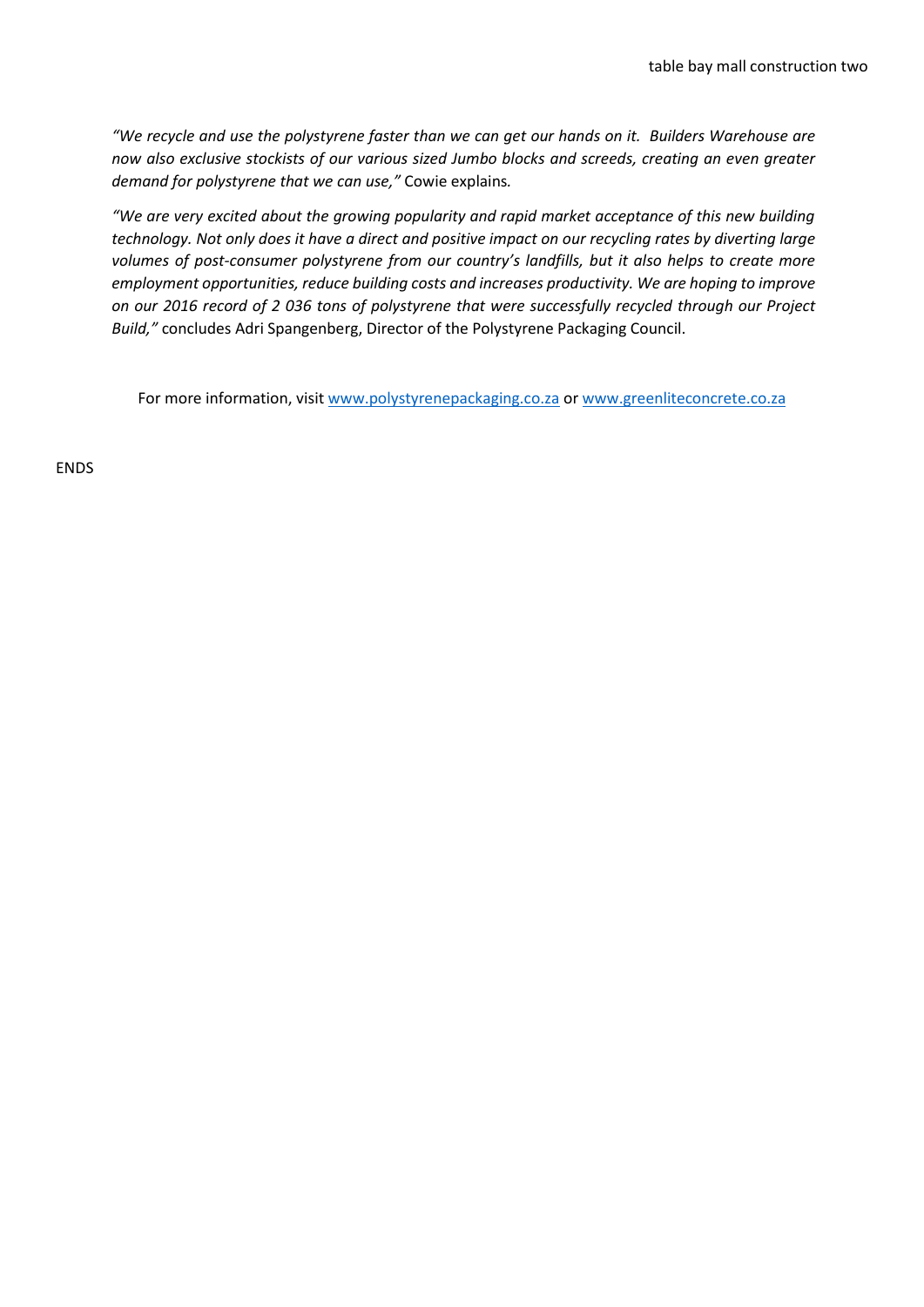*"We recycle and use the polystyrene faster than we can get our hands on it. Builders Warehouse are now also exclusive stockists of our various sized Jumbo blocks and screeds, creating an even greater demand for polystyrene that we can use,"* Cowie explains.

*"We are very excited about the growing popularity and rapid market acceptance of this new building technology. Not only does it have a direct and positive impact on our recycling rates by diverting large volumes of post-consumer polystyrene from our country's landfills, but it also helps to create more employment opportunities, reduce building costs and increases productivity. We are hoping to improve on our 2016 record of 2 036 tons of polystyrene that were successfully recycled through our Project Build,"* concludes Adri Spangenberg, Director of the Polystyrene Packaging Council.

For more information, visit [www.polystyrenepackaging.co.za](http://www.polystyrenepackaging.co.za) or [www.greenliteconcrete.co.za](http://www.greenliteconcrete.co.za)

ENDS